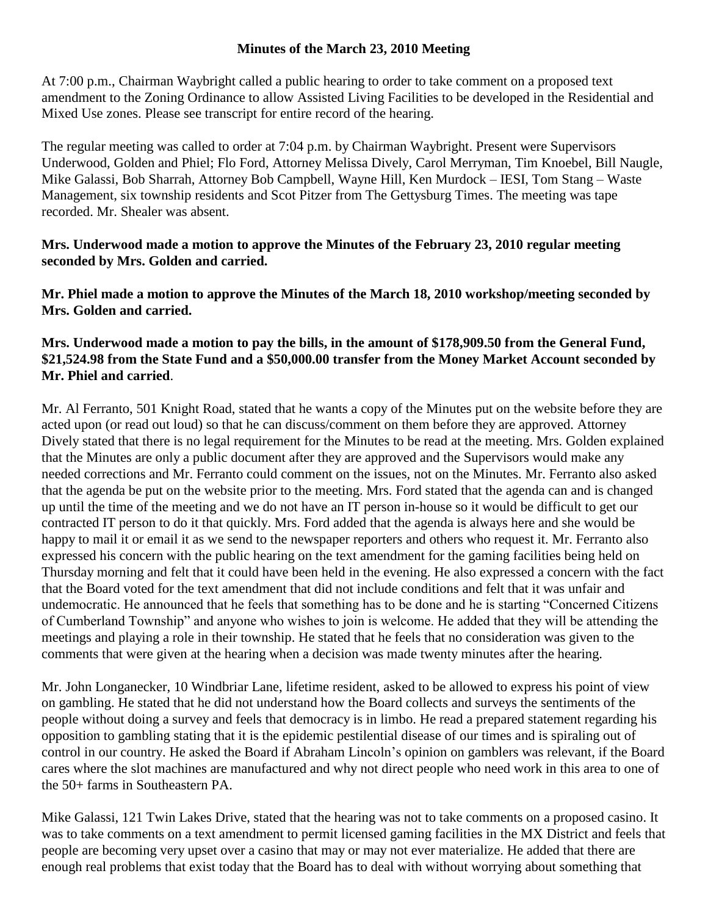**Minutes of the March 23, 2010 Meeting**

At 7:00 p.m., Chairman Waybright called a public hearing to order to take comment on a proposed text amendment to the Zoning Ordinance to allow Assisted Living Facilities to be developed in the Residential and Mixed Use zones. Please see transcript for entire record of the hearing.

The regular meeting was called to order at 7:04 p.m. by Chairman Waybright. Present were Supervisors Underwood, Golden and Phiel; Flo Ford, Attorney Melissa Dively, Carol Merryman, Tim Knoebel, Bill Naugle, Mike Galassi, Bob Sharrah, Attorney Bob Campbell, Wayne Hill, Ken Murdock – IESI, Tom Stang – Waste Management, six township residents and Scot Pitzer from The Gettysburg Times. The meeting was tape recorded. Mr. Shealer was absent.

**Mrs. Underwood made a motion to approve the Minutes of the February 23, 2010 regular meeting seconded by Mrs. Golden and carried.**

**Mr. Phiel made a motion to approve the Minutes of the March 18, 2010 workshop/meeting seconded by Mrs. Golden and carried.**

**Mrs. Underwood made a motion to pay the bills, in the amount of $178,909.50 from the General Fund, $21,524.98 from the State Fund and a $50,000.00 transfer from the Money Market Account seconded by Mr. Phiel and carried**.

Mr. Al Ferranto, 501 Knight Road, stated that he wants a copy of the Minutes put on the website before they are acted upon (or read out loud) so that he can discuss/comment on them before they are approved. Attorney Dively stated that there is no legal requirement for the Minutes to be read at the meeting. Mrs. Golden explained that the Minutes are only a public document after they are approved and the Supervisors would make any needed corrections and Mr. Ferranto could comment on the issues, not on the Minutes. Mr. Ferranto also asked that the agenda be put on the website prior to the meeting. Mrs. Ford stated that the agenda can and is changed up until the time of the meeting and we do not have an IT person in-house so it would be difficult to get our contracted IT person to do it that quickly. Mrs. Ford added that the agenda is always here and she would be happy to mail it or email it as we send to the newspaper reporters and others who request it. Mr. Ferranto also expressed his concern with the public hearing on the text amendment for the gaming facilities being held on Thursday morning and felt that it could have been held in the evening. He also expressed a concern with the fact that the Board voted for the text amendment that did not include conditions and felt that it was unfair and undemocratic. He announced that he feels that something has to be done and he is starting "Concerned Citizens of Cumberland Township" and anyone who wishes to join is welcome. He added that they will be attending the meetings and playing a role in their township. He stated that he feels that no consideration was given to the comments that were given at the hearing when a decision was made twenty minutes after the hearing.

Mr. John Longanecker, 10 Windbriar Lane, lifetime resident, asked to be allowed to express his point of view on gambling. He stated that he did not understand how the Board collects and surveys the sentiments of the people without doing a survey and feels that democracy is in limbo. He read a prepared statement regarding his opposition to gambling stating that it is the epidemic pestilential disease of our times and is spiraling out of control in our country. He asked the Board if Abraham Lincoln's opinion on gamblers was relevant, if the Board cares where the slot machines are manufactured and why not direct people who need work in this area to one of the 50+ farms in Southeastern PA.

Mike Galassi, 121 Twin Lakes Drive, stated that the hearing was not to take comments on a proposed casino. It was to take comments on a text amendment to permit licensed gaming facilities in the MX District and feels that people are becoming very upset over a casino that may or may not ever materialize. He added that there are enough real problems that exist today that the Board has to deal with without worrying about something that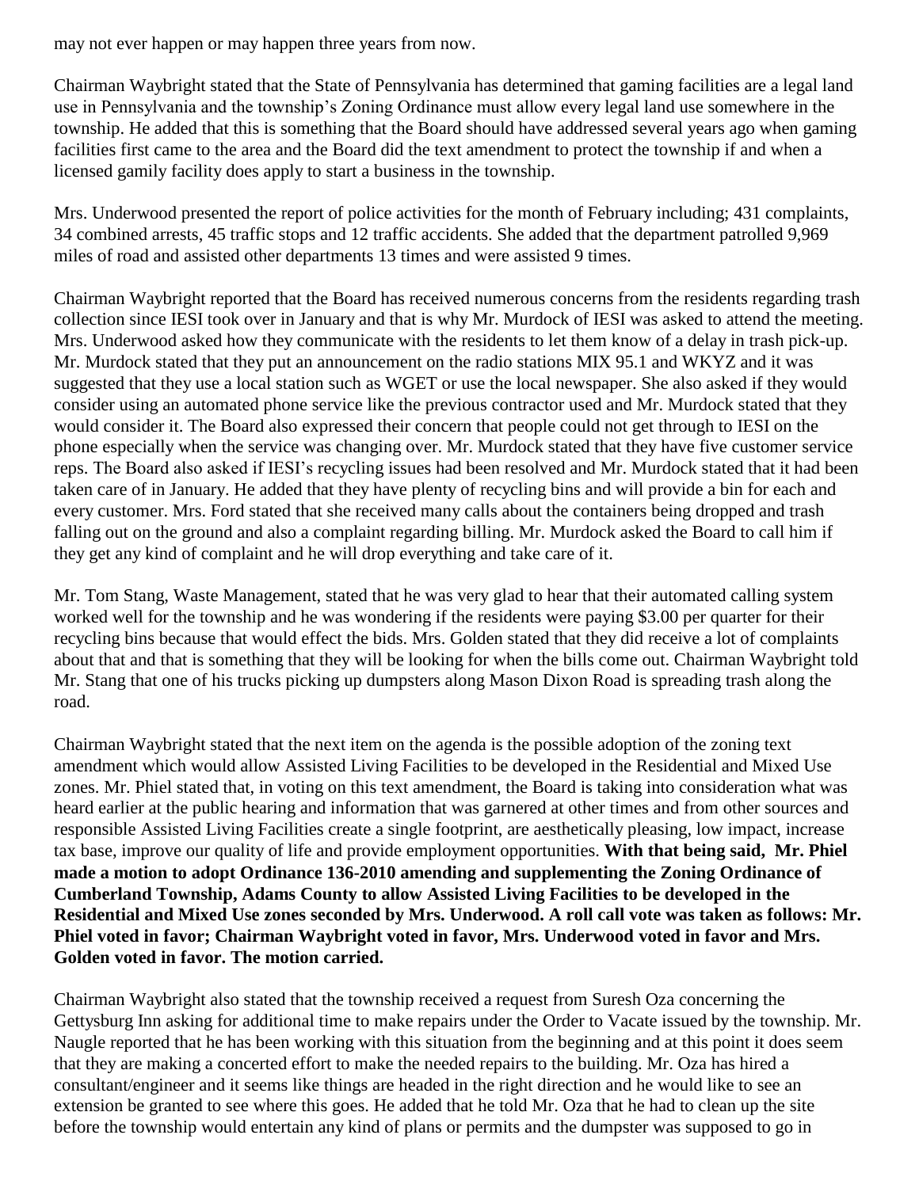may not ever happen or may happen three years from now.

Chairman Waybright stated that the State of Pennsylvania has determined that gaming facilities are a legal land use in Pennsylvania and the township's Zoning Ordinance must allow every legal land use somewhere in the township. He added that this is something that the Board should have addressed several years ago when gaming facilities first came to the area and the Board did the text amendment to protect the township if and when a licensed gamily facility does apply to start a business in the township.

Mrs. Underwood presented the report of police activities for the month of February including; 431 complaints, 34 combined arrests, 45 traffic stops and 12 traffic accidents. She added that the department patrolled 9,969 miles of road and assisted other departments 13 times and were assisted 9 times.

Chairman Waybright reported that the Board has received numerous concerns from the residents regarding trash collection since IESI took over in January and that is why Mr. Murdock of IESI was asked to attend the meeting. Mrs. Underwood asked how they communicate with the residents to let them know of a delay in trash pick-up. Mr. Murdock stated that they put an announcement on the radio stations MIX 95.1 and WKYZ and it was suggested that they use a local station such as WGET or use the local newspaper. She also asked if they would consider using an automated phone service like the previous contractor used and Mr. Murdock stated that they would consider it. The Board also expressed their concern that people could not get through to IESI on the phone especially when the service was changing over. Mr. Murdock stated that they have five customer service reps. The Board also asked if IESI's recycling issues had been resolved and Mr. Murdock stated that it had been taken care of in January. He added that they have plenty of recycling bins and will provide a bin for each and every customer. Mrs. Ford stated that she received many calls about the containers being dropped and trash falling out on the ground and also a complaint regarding billing. Mr. Murdock asked the Board to call him if they get any kind of complaint and he will drop everything and take care of it.

Mr. Tom Stang, Waste Management, stated that he was very glad to hear that their automated calling system worked well for the township and he was wondering if the residents were paying $3.00 per quarter for their recycling bins because that would effect the bids. Mrs. Golden stated that they did receive a lot of complaints about that and that is something that they will be looking for when the bills come out. Chairman Waybright told Mr. Stang that one of his trucks picking up dumpsters along Mason Dixon Road is spreading trash along the road.

Chairman Waybright stated that the next item on the agenda is the possible adoption of the zoning text amendment which would allow Assisted Living Facilities to be developed in the Residential and Mixed Use zones. Mr. Phiel stated that, in voting on this text amendment, the Board is taking into consideration what was heard earlier at the public hearing and information that was garnered at other times and from other sources and responsible Assisted Living Facilities create a single footprint, are aesthetically pleasing, low impact, increase tax base, improve our quality of life and provide employment opportunities. **With that being said, Mr. Phiel made a motion to adopt Ordinance 136-2010 amending and supplementing the Zoning Ordinance of Cumberland Township, Adams County to allow Assisted Living Facilities to be developed in the Residential and Mixed Use zones seconded by Mrs. Underwood. A roll call vote was taken as follows: Mr. Phiel voted in favor; Chairman Waybright voted in favor, Mrs. Underwood voted in favor and Mrs. Golden voted in favor. The motion carried.**

Chairman Waybright also stated that the township received a request from Suresh Oza concerning the Gettysburg Inn asking for additional time to make repairs under the Order to Vacate issued by the township. Mr. Naugle reported that he has been working with this situation from the beginning and at this point it does seem that they are making a concerted effort to make the needed repairs to the building. Mr. Oza has hired a consultant/engineer and it seems like things are headed in the right direction and he would like to see an extension be granted to see where this goes. He added that he told Mr. Oza that he had to clean up the site before the township would entertain any kind of plans or permits and the dumpster was supposed to go in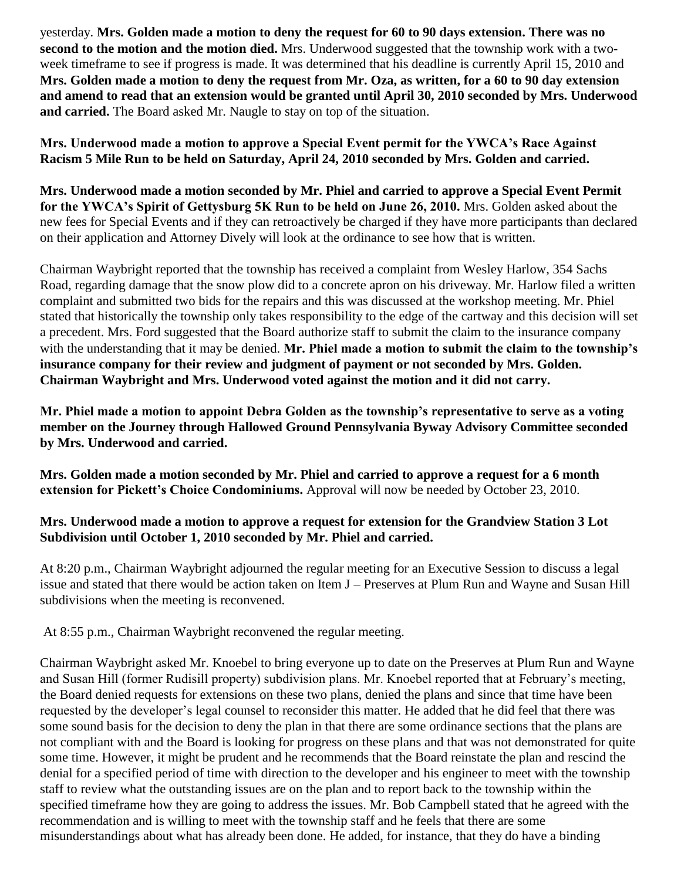yesterday. **Mrs. Golden made a motion to deny the request for 60 to 90 days extension. There was no second to the motion and the motion died.** Mrs. Underwood suggested that the township work with a two-week timeframe to see if progress is made. It was determined that his deadline is currently April 15, 2010 and **Mrs. Golden made a motion to deny the request from Mr. Oza, as written, for a 60 to 90 day extension and amend to read that an extension would be granted until April 30, 2010 seconded by Mrs. Underwood and carried.** The Board asked Mr. Naugle to stay on top of the situation.

**Mrs. Underwood made a motion to approve a Special Event permit for the YWCA's Race Against Racism 5 Mile Run to be held on Saturday, April 24, 2010 seconded by Mrs. Golden and carried.**

**Mrs. Underwood made a motion seconded by Mr. Phiel and carried to approve a Special Event Permit for the YWCA's Spirit of Gettysburg 5K Run to be held on June 26, 2010.** Mrs. Golden asked about the new fees for Special Events and if they can retroactively be charged if they have more participants than declared on their application and Attorney Dively will look at the ordinance to see how that is written.

Chairman Waybright reported that the township has received a complaint from Wesley Harlow, 354 Sachs Road, regarding damage that the snow plow did to a concrete apron on his driveway. Mr. Harlow filed a written complaint and submitted two bids for the repairs and this was discussed at the workshop meeting. Mr. Phiel stated that historically the township only takes responsibility to the edge of the cartway and this decision will set a precedent. Mrs. Ford suggested that the Board authorize staff to submit the claim to the insurance company with the understanding that it may be denied. **Mr. Phiel made a motion to submit the claim to the township's insurance company for their review and judgment of payment or not seconded by Mrs. Golden. Chairman Waybright and Mrs. Underwood voted against the motion and it did not carry.**

**Mr. Phiel made a motion to appoint Debra Golden as the township's representative to serve as a voting member on the Journey through Hallowed Ground Pennsylvania Byway Advisory Committee seconded by Mrs. Underwood and carried.**

**Mrs. Golden made a motion seconded by Mr. Phiel and carried to approve a request for a 6 month extension for Pickett's Choice Condominiums.** Approval will now be needed by October 23, 2010.

**Mrs. Underwood made a motion to approve a request for extension for the Grandview Station 3 Lot Subdivision until October 1, 2010 seconded by Mr. Phiel and carried.**

At 8:20 p.m., Chairman Waybright adjourned the regular meeting for an Executive Session to discuss a legal issue and stated that there would be action taken on Item J – Preserves at Plum Run and Wayne and Susan Hill subdivisions when the meeting is reconvened.

At 8:55 p.m., Chairman Waybright reconvened the regular meeting.

Chairman Waybright asked Mr. Knoebel to bring everyone up to date on the Preserves at Plum Run and Wayne and Susan Hill (former Rudisill property) subdivision plans. Mr. Knoebel reported that at February's meeting, the Board denied requests for extensions on these two plans, denied the plans and since that time have been requested by the developer's legal counsel to reconsider this matter. He added that he did feel that there was some sound basis for the decision to deny the plan in that there are some ordinance sections that the plans are not compliant with and the Board is looking for progress on these plans and that was not demonstrated for quite some time. However, it might be prudent and he recommends that the Board reinstate the plan and rescind the denial for a specified period of time with direction to the developer and his engineer to meet with the township staff to review what the outstanding issues are on the plan and to report back to the township within the specified timeframe how they are going to address the issues. Mr. Bob Campbell stated that he agreed with the recommendation and is willing to meet with the township staff and he feels that there are some misunderstandings about what has already been done. He added, for instance, that they do have a binding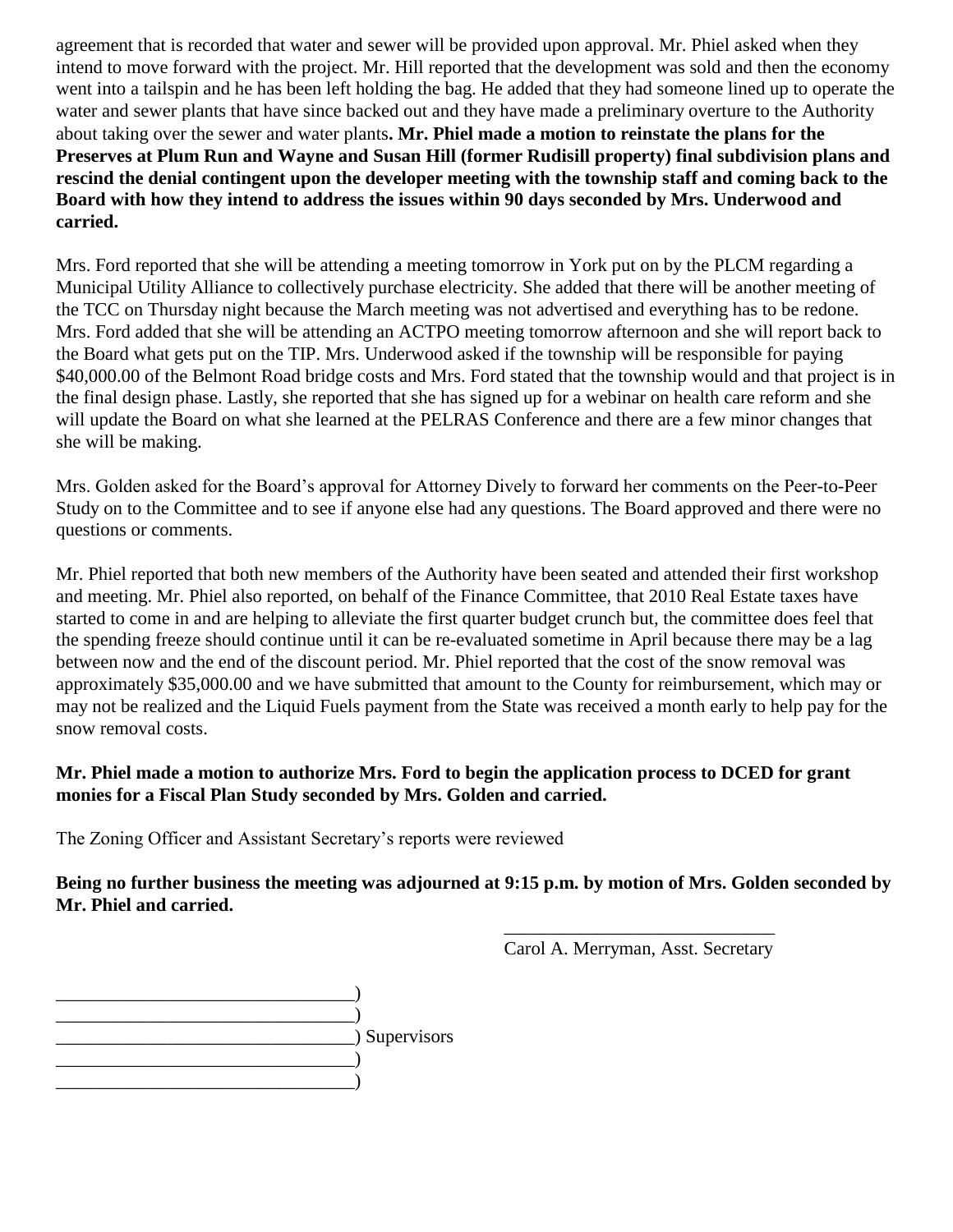agreement that is recorded that water and sewer will be provided upon approval. Mr. Phiel asked when they intend to move forward with the project. Mr. Hill reported that the development was sold and then the economy went into a tailspin and he has been left holding the bag. He added that they had someone lined up to operate the water and sewer plants that have since backed out and they have made a preliminary overture to the Authority about taking over the sewer and water plants**. Mr. Phiel made a motion to reinstate the plans for the Preserves at Plum Run and Wayne and Susan Hill (former Rudisill property) final subdivision plans and rescind the denial contingent upon the developer meeting with the township staff and coming back to the Board with how they intend to address the issues within 90 days seconded by Mrs. Underwood and carried.**

Mrs. Ford reported that she will be attending a meeting tomorrow in York put on by the PLCM regarding a Municipal Utility Alliance to collectively purchase electricity. She added that there will be another meeting of the TCC on Thursday night because the March meeting was not advertised and everything has to be redone. Mrs. Ford added that she will be attending an ACTPO meeting tomorrow afternoon and she will report back to the Board what gets put on the TIP. Mrs. Underwood asked if the township will be responsible for paying $40,000.00 of the Belmont Road bridge costs and Mrs. Ford stated that the township would and that project is in the final design phase. Lastly, she reported that she has signed up for a webinar on health care reform and she will update the Board on what she learned at the PELRAS Conference and there are a few minor changes that she will be making.

Mrs. Golden asked for the Board's approval for Attorney Dively to forward her comments on the Peer-to-Peer Study on to the Committee and to see if anyone else had any questions. The Board approved and there were no questions or comments.

Mr. Phiel reported that both new members of the Authority have been seated and attended their first workshop and meeting. Mr. Phiel also reported, on behalf of the Finance Committee, that 2010 Real Estate taxes have started to come in and are helping to alleviate the first quarter budget crunch but, the committee does feel that the spending freeze should continue until it can be re-evaluated sometime in April because there may be a lag between now and the end of the discount period. Mr. Phiel reported that the cost of the snow removal was approximately $35,000.00 and we have submitted that amount to the County for reimbursement, which may or may not be realized and the Liquid Fuels payment from the State was received a month early to help pay for the snow removal costs.

**Mr. Phiel made a motion to authorize Mrs. Ford to begin the application process to DCED for grant monies for a Fiscal Plan Study seconded by Mrs. Golden and carried.**

The Zoning Officer and Assistant Secretary's reports were reviewed

**Being no further business the meeting was adjourned at 9:15 p.m. by motion of Mrs. Golden seconded by Mr. Phiel and carried.**

\_\_\_\_\_\_\_\_\_\_\_\_\_\_\_\_\_\_\_\_\_\_\_\_\_\_\_\_\_\_
Carol A. Merryman, Asst. Secretary

\_\_\_\_\_\_\_\_\_\_\_\_\_\_\_\_\_\_\_\_\_\_\_\_\_\_\_\_\_\_\_\_)
\_\_\_\_\_\_\_\_\_\_\_\_\_\_\_\_\_\_\_\_\_\_\_\_\_\_\_\_\_\_\_\_)
\_\_\_\_\_\_\_\_\_\_\_\_\_\_\_\_\_\_\_\_\_\_\_\_\_\_\_\_\_\_\_\_) Supervisors
\_\_\_\_\_\_\_\_\_\_\_\_\_\_\_\_\_\_\_\_\_\_\_\_\_\_\_\_\_\_\_\_)
\_\_\_\_\_\_\_\_\_\_\_\_\_\_\_\_\_\_\_\_\_\_\_\_\_\_\_\_\_\_\_\_)